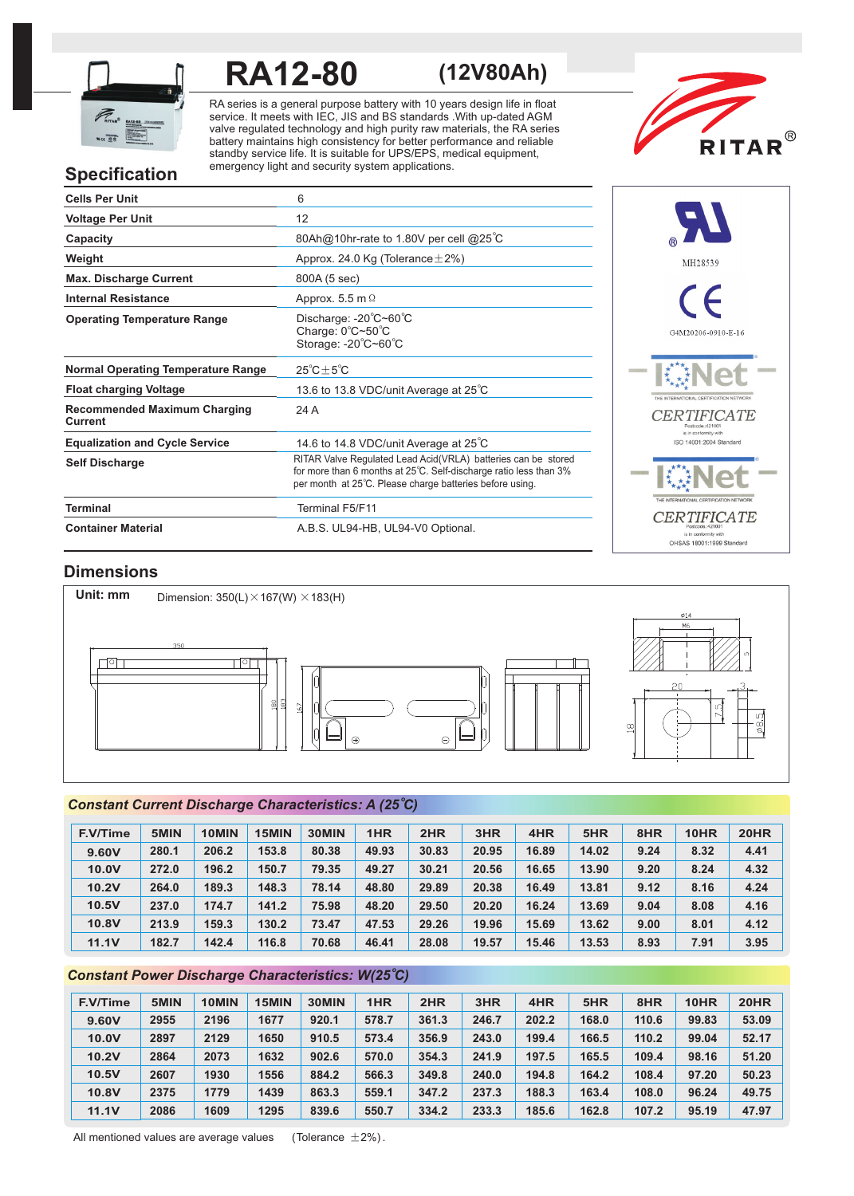# RA12-80 (12V80Ah)

RA series is a general purpose battery with 10 years design life in float service. It meets with IEC, JIS and BS standards .With up-dated AGM valve regulated technology and high purity raw materials, the RA series battery maintains high consistency for better performance and reliable standby service life. It is suitable for UPS/EPS, medical equipment, emergency light and security system applications.

RITAR®

## Specification

| | |
|---|---|
| **Cells Per Unit** | 6 |
| **Voltage Per Unit** | 12 |
| **Capacity** | 80Ah@10hr-rate to 1.80V per cell @25℃ |
| **Weight** | Approx. 24.0 Kg (Tolerance±2%) |
| **Max. Discharge Current** | 800A (5 sec) |
| **Internal Resistance** | Approx. 5.5 mΩ |
| **Operating Temperature Range** | Discharge: -20℃~60℃<br>Charge: 0℃~50℃<br>Storage: -20℃~60℃ |
| **Normal Operating Temperature Range** | 25℃±5℃ |
| **Float charging Voltage** | 13.6 to 13.8 VDC/unit Average at 25℃ |
| **Recommended Maximum Charging Current** | 24 A |
| **Equalization and Cycle Service** | 14.6 to 14.8 VDC/unit Average at 25℃ |
| **Self Discharge** | RITAR Valve Regulated Lead Acid(VRLA) batteries can be stored for more than 6 months at 25℃. Self-discharge ratio less than 3% per month at 25℃. Please charge batteries before using. |
| **Terminal** | Terminal F5/F11 |
| **Container Material** | A.B.S. UL94-HB, UL94-V0 Optional. |

MH28539

G4M20206-0910-E-16

IQNet CERTIFICATE — ISO 14001:2004 Standard

IQNet CERTIFICATE — OHSAS 18001:1999 Standard

## Dimensions

**Unit: mm** Dimension: 350(L)×167(W) ×183(H)

## *Constant Current Discharge Characteristics: A (25℃)*

| F.V/Time | 5MIN | 10MIN | 15MIN | 30MIN | 1HR | 2HR | 3HR | 4HR | 5HR | 8HR | 10HR | 20HR |
|---|---|---|---|---|---|---|---|---|---|---|---|---|
| 9.60V | 280.1 | 206.2 | 153.8 | 80.38 | 49.93 | 30.83 | 20.95 | 16.89 | 14.02 | 9.24 | 8.32 | 4.41 |
| 10.0V | 272.0 | 196.2 | 150.7 | 79.35 | 49.27 | 30.21 | 20.56 | 16.65 | 13.90 | 9.20 | 8.24 | 4.32 |
| 10.2V | 264.0 | 189.3 | 148.3 | 78.14 | 48.80 | 29.89 | 20.38 | 16.49 | 13.81 | 9.12 | 8.16 | 4.24 |
| 10.5V | 237.0 | 174.7 | 141.2 | 75.98 | 48.20 | 29.50 | 20.20 | 16.24 | 13.69 | 9.04 | 8.08 | 4.16 |
| 10.8V | 213.9 | 159.3 | 130.2 | 73.47 | 47.53 | 29.26 | 19.96 | 15.69 | 13.62 | 9.00 | 8.01 | 4.12 |
| 11.1V | 182.7 | 142.4 | 116.8 | 70.68 | 46.41 | 28.08 | 19.57 | 15.46 | 13.53 | 8.93 | 7.91 | 3.95 |

## *Constant Power Discharge Characteristics: W(25℃)*

| F.V/Time | 5MIN | 10MIN | 15MIN | 30MIN | 1HR | 2HR | 3HR | 4HR | 5HR | 8HR | 10HR | 20HR |
|---|---|---|---|---|---|---|---|---|---|---|---|---|
| 9.60V | 2955 | 2196 | 1677 | 920.1 | 578.7 | 361.3 | 246.7 | 202.2 | 168.0 | 110.6 | 99.83 | 53.09 |
| 10.0V | 2897 | 2129 | 1650 | 910.5 | 573.4 | 356.9 | 243.0 | 199.4 | 166.5 | 110.2 | 99.04 | 52.17 |
| 10.2V | 2864 | 2073 | 1632 | 902.6 | 570.0 | 354.3 | 241.9 | 197.5 | 165.5 | 109.4 | 98.16 | 51.20 |
| 10.5V | 2607 | 1930 | 1556 | 884.2 | 566.3 | 349.8 | 240.0 | 194.8 | 164.2 | 108.4 | 97.20 | 50.23 |
| 10.8V | 2375 | 1779 | 1439 | 863.3 | 559.1 | 347.2 | 237.3 | 188.3 | 163.4 | 108.0 | 96.24 | 49.75 |
| 11.1V | 2086 | 1609 | 1295 | 839.6 | 550.7 | 334.2 | 233.3 | 185.6 | 162.8 | 107.2 | 95.19 | 47.97 |

All mentioned values are average values (Tolerance ±2%).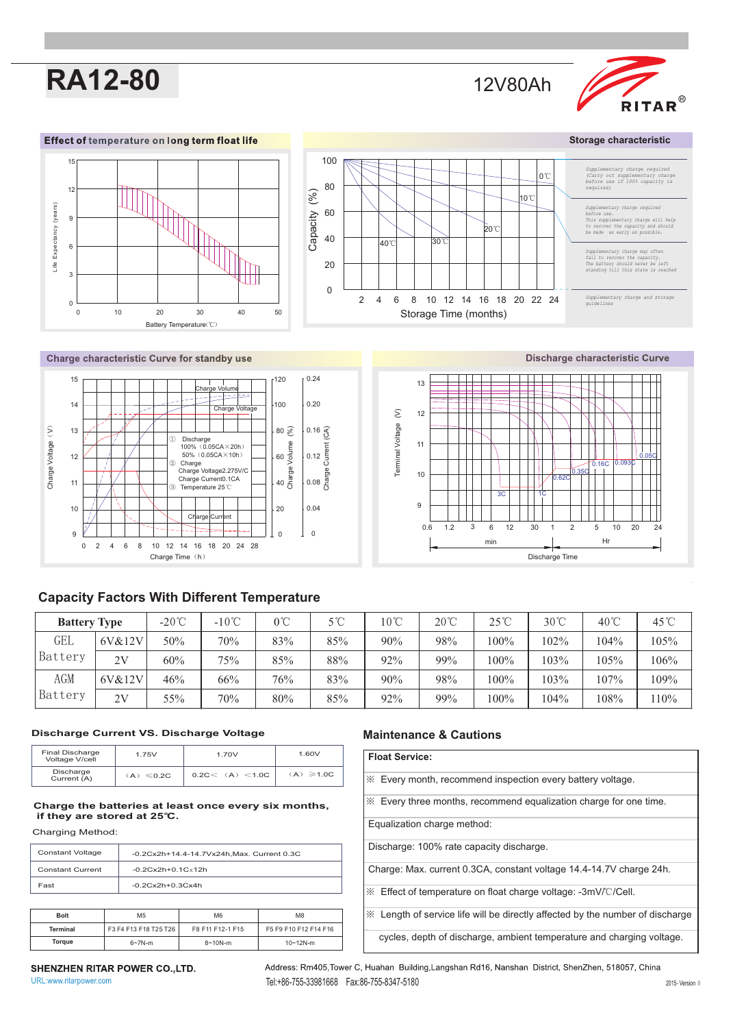# RA12-80

12V80Ah

RITAR®

## Effect of temperature on long term float life

Life Expectancy (years)

15
12
9
6
3
0

0 10 20 30 40 50

Battery Temperature(℃)

## Storage characteristic

Capacity (%)

100
80
60
40
20
0

2 4 6 8 10 12 14 16 18 20 22 24

Storage Time (months)

0℃
10℃
20℃
30℃
40℃

Supplementary charge required (Carry out supplementary charge before use if 100% capacity is required)

Supplementary charge required before use. This supplementary charge will help to recover the capacity and should be made as early as possible.

Supplementary charge may often fail to recover the capacity. The battery should never be left standing till this state is reached

Supplementary charge and storage guidelines

## Charge characteristic Curve for standby use

Charge Voltage (V) 15 14 13 12 11 10 9

Charge Volume (%) 120 100 80 60 40 20 0

Charge Current (CA) 0.24 0.20 0.16 0.12 0.08 0.04 0

0 2 4 6 8 10 12 14 16 18 20 24 28

Charge Time (h)

Charge Volume

Charge Voltage

Charge Current

① Discharge
100% (0.05CA×20h)
50% (0.05CA×10h)
② Charge
Charge Voltage2.275V/C
Charge Current0.1CA
③ Temperature 25℃

## Discharge characteristic Curve

Terminal Voltage (V)

13
12
11
10
9

0.6 1.2 3 6 12 30 1 2 5 10 20 24

min Hr

Discharge Time

3C 1C 0.62C 0.35C 0.16C 0.093C 0.05C

## Capacity Factors With Different Temperature

| Battery Type | | -20℃ | -10℃ | 0℃ | 5℃ | 10℃ | 20℃ | 25℃ | 30℃ | 40℃ | 45℃ |
|---|---|---|---|---|---|---|---|---|---|---|---|
| GEL Battery | 6V&12V | 50% | 70% | 83% | 85% | 90% | 98% | 100% | 102% | 104% | 105% |
| | 2V | 60% | 75% | 85% | 88% | 92% | 99% | 100% | 103% | 105% | 106% |
| AGM Battery | 6V&12V | 46% | 66% | 76% | 83% | 90% | 98% | 100% | 103% | 107% | 109% |
| | 2V | 55% | 70% | 80% | 85% | 92% | 99% | 100% | 104% | 108% | 110% |

### Discharge Current VS. Discharge Voltage

| Final Discharge Voltage V/cell | 1.75V | 1.70V | 1.60V |
|---|---|---|---|
| Discharge Current (A) | (A) ≤0.2C | 0.2C< (A) <1.0C | (A) ≥1.0C |

**Charge the batteries at least once every six months, if they are stored at 25℃.**

Charging Method:

| | |
|---|---|
| Constant Voltage | -0.2Cx2h+14.4-14.7Vx24h,Max. Current 0.3C |
| Constant Current | -0.2Cx2h+0.1Cx12h |
| Fast | -0.2Cx2h+0.3Cx4h |

| Bolt | M5 | M6 | M8 |
|---|---|---|---|
| Terminal | F3 F4 F13 F18 T25 T26 | F8 F11 F12-1 F15 | F5 F9 F10 F12 F14 F16 |
| Torque | 6~7N-m | 8~10N-m | 10~12N-m |

### Maintenance & Cautions

**Float Service:**

※ Every month, recommend inspection every battery voltage.

※ Every three months, recommend equalization charge for one time.

Equalization charge method:

Discharge: 100% rate capacity discharge.

Charge: Max. current 0.3CA, constant voltage 14.4-14.7V charge 24h.

※ Effect of temperature on float charge voltage: -3mV/℃/Cell.

※ Length of service life will be directly affected by the number of discharge cycles, depth of discharge, ambient temperature and charging voltage.

**SHENZHEN RITAR POWER CO.,LTD.**
URL:www.ritarpower.com

Address: Rm405,Tower C, Huahan Building,Langshan Rd16, Nanshan District, ShenZhen, 518057, China
Tel:+86-755-33981668 Fax:86-755-8347-5180

2015- Version